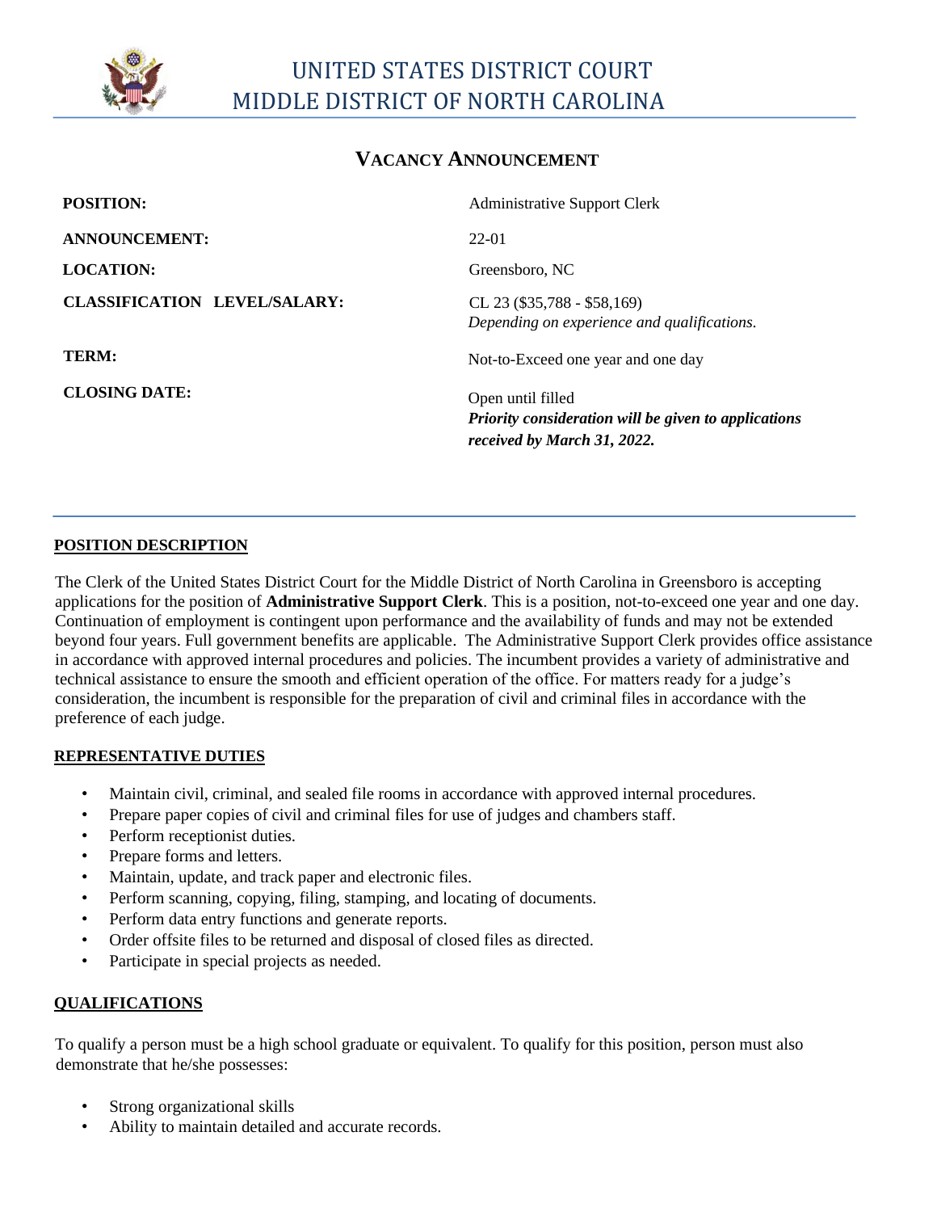# UNITED STATES DISTRICT COURT
# MIDDLE DISTRICT OF NORTH CAROLINA

## VACANCY ANNOUNCEMENT

| | |
|---|---|
| **POSITION:** | Administrative Support Clerk |
| **ANNOUNCEMENT:** | 22-01 |
| **LOCATION:** | Greensboro, NC |
| **CLASSIFICATION LEVEL/SALARY:** | CL 23 ($35,788 - $58,169) *Depending on experience and qualifications.* |
| **TERM:** | Not-to-Exceed one year and one day |
| **CLOSING DATE:** | Open until filled ***Priority consideration will be given to applications received by March 31, 2022.*** |

### POSITION DESCRIPTION

The Clerk of the United States District Court for the Middle District of North Carolina in Greensboro is accepting applications for the position of **Administrative Support Clerk**. This is a position, not-to-exceed one year and one day. Continuation of employment is contingent upon performance and the availability of funds and may not be extended beyond four years. Full government benefits are applicable. The Administrative Support Clerk provides office assistance in accordance with approved internal procedures and policies. The incumbent provides a variety of administrative and technical assistance to ensure the smooth and efficient operation of the office. For matters ready for a judge's consideration, the incumbent is responsible for the preparation of civil and criminal files in accordance with the preference of each judge.

### REPRESENTATIVE DUTIES

- Maintain civil, criminal, and sealed file rooms in accordance with approved internal procedures.
- Prepare paper copies of civil and criminal files for use of judges and chambers staff.
- Perform receptionist duties.
- Prepare forms and letters.
- Maintain, update, and track paper and electronic files.
- Perform scanning, copying, filing, stamping, and locating of documents.
- Perform data entry functions and generate reports.
- Order offsite files to be returned and disposal of closed files as directed.
- Participate in special projects as needed.

### QUALIFICATIONS

To qualify a person must be a high school graduate or equivalent. To qualify for this position, person must also demonstrate that he/she possesses:

- Strong organizational skills
- Ability to maintain detailed and accurate records.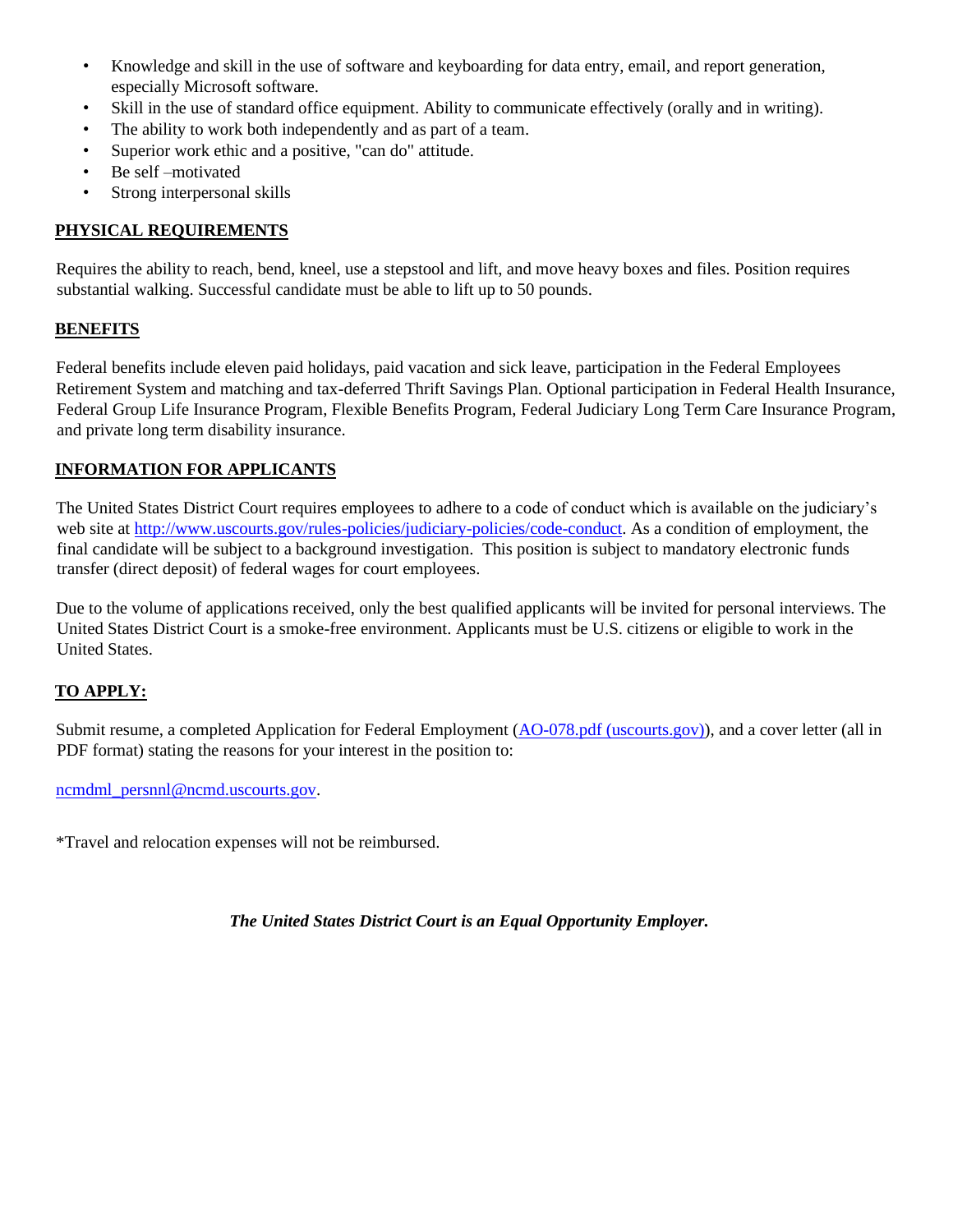- Knowledge and skill in the use of software and keyboarding for data entry, email, and report generation, especially Microsoft software.
- Skill in the use of standard office equipment. Ability to communicate effectively (orally and in writing).
- The ability to work both independently and as part of a team.
- Superior work ethic and a positive, "can do" attitude.
- Be self –motivated
- Strong interpersonal skills

## PHYSICAL REQUIREMENTS

Requires the ability to reach, bend, kneel, use a stepstool and lift, and move heavy boxes and files. Position requires substantial walking. Successful candidate must be able to lift up to 50 pounds.

## BENEFITS

Federal benefits include eleven paid holidays, paid vacation and sick leave, participation in the Federal Employees Retirement System and matching and tax-deferred Thrift Savings Plan. Optional participation in Federal Health Insurance, Federal Group Life Insurance Program, Flexible Benefits Program, Federal Judiciary Long Term Care Insurance Program, and private long term disability insurance.

## INFORMATION FOR APPLICANTS

The United States District Court requires employees to adhere to a code of conduct which is available on the judiciary's web site at [http://www.uscourts.gov/rules-policies/judiciary-policies/code-conduct](http://www.uscourts.gov/rules-policies/judiciary-policies/code-conduct). As a condition of employment, the final candidate will be subject to a background investigation. This position is subject to mandatory electronic funds transfer (direct deposit) of federal wages for court employees.

Due to the volume of applications received, only the best qualified applicants will be invited for personal interviews. The United States District Court is a smoke-free environment. Applicants must be U.S. citizens or eligible to work in the United States.

## TO APPLY:

Submit resume, a completed Application for Federal Employment (AO-078.pdf (uscourts.gov)), and a cover letter (all in PDF format) stating the reasons for your interest in the position to:

ncmdml_persnnl@ncmd.uscourts.gov.

*Travel and relocation expenses will not be reimbursed.

***The United States District Court is an Equal Opportunity Employer.***